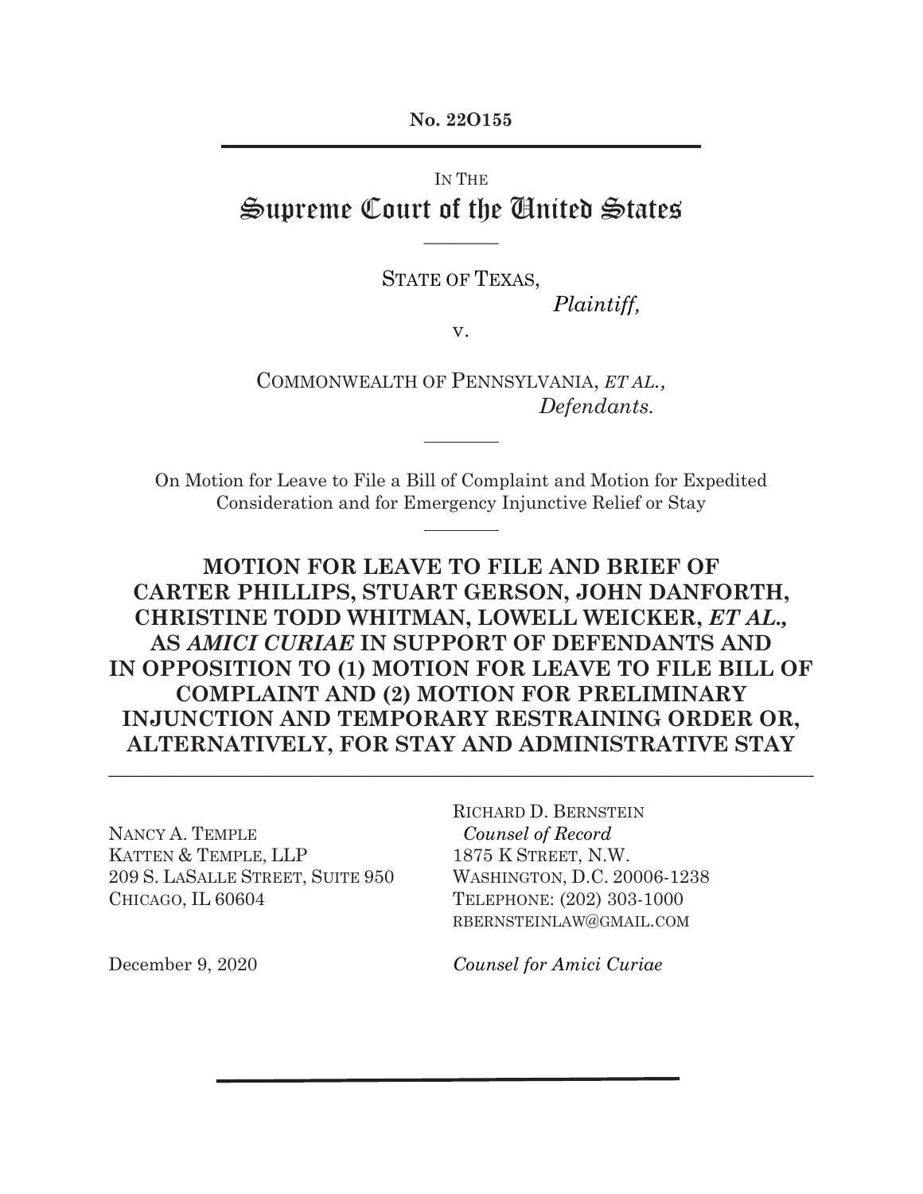No. 22O155

IN THE
# Supreme Court of the United States

STATE OF TEXAS,
*Plaintiff,*

v.

COMMONWEALTH OF PENNSYLVANIA, *ET AL.,*
*Defendants.*

On Motion for Leave to File a Bill of Complaint and Motion for Expedited Consideration and for Emergency Injunctive Relief or Stay

## MOTION FOR LEAVE TO FILE AND BRIEF OF CARTER PHILLIPS, STUART GERSON, JOHN DANFORTH, CHRISTINE TODD WHITMAN, LOWELL WEICKER, *ET AL.,* AS *AMICI CURIAE* IN SUPPORT OF DEFENDANTS AND IN OPPOSITION TO (1) MOTION FOR LEAVE TO FILE BILL OF COMPLAINT AND (2) MOTION FOR PRELIMINARY INJUNCTION AND TEMPORARY RESTRAINING ORDER OR, ALTERNATIVELY, FOR STAY AND ADMINISTRATIVE STAY

NANCY A. TEMPLE
KATTEN & TEMPLE, LLP
209 S. LASALLE STREET, SUITE 950
CHICAGO, IL 60604

RICHARD D. BERNSTEIN
*Counsel of Record*
1875 K STREET, N.W.
WASHINGTON, D.C. 20006-1238
TELEPHONE: (202) 303-1000
RBERNSTEINLAW@GMAIL.COM

December 9, 2020

*Counsel for Amici Curiae*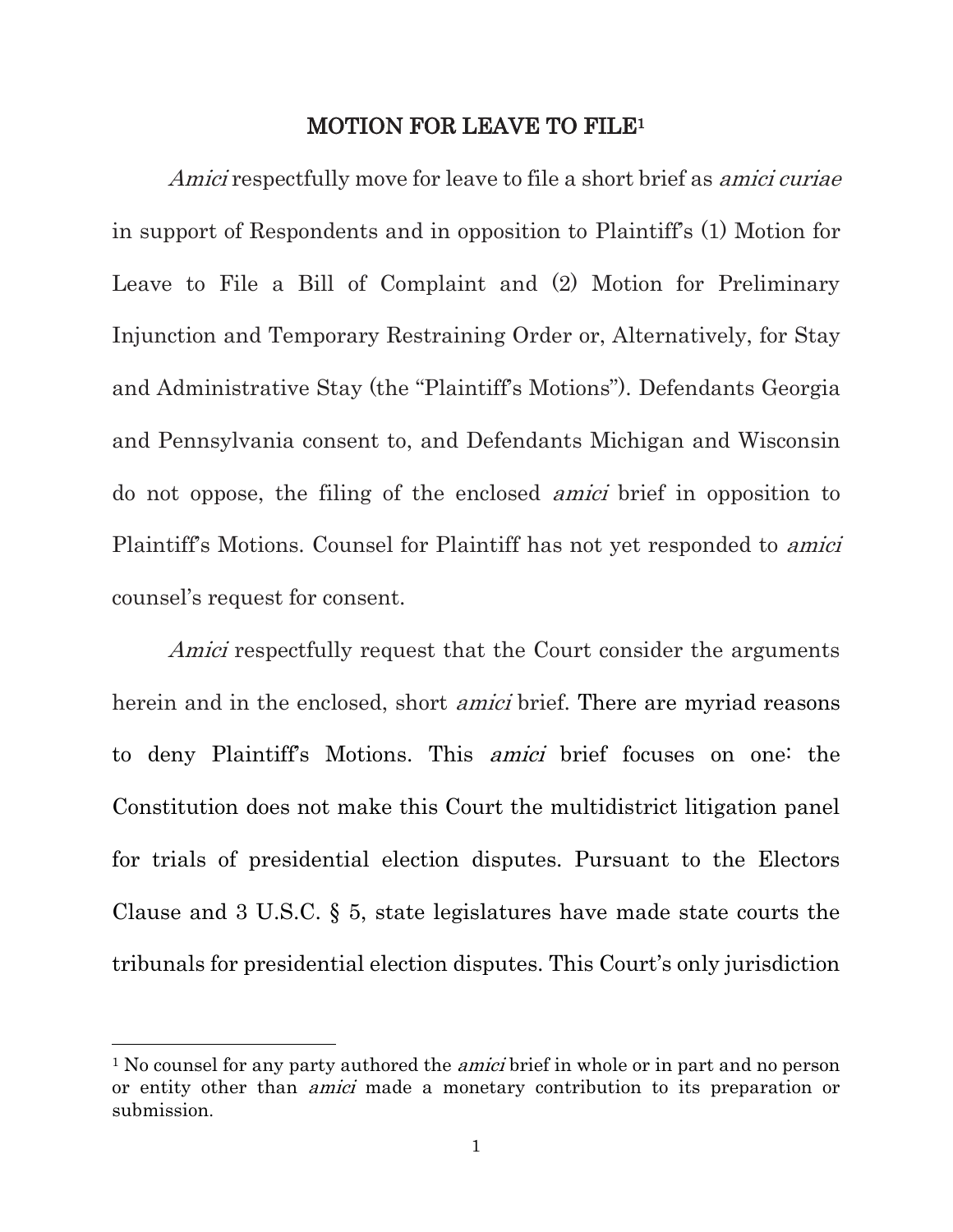# MOTION FOR LEAVE TO FILE[1]

*Amici* respectfully move for leave to file a short brief as *amici curiae* in support of Respondents and in opposition to Plaintiff's (1) Motion for Leave to File a Bill of Complaint and (2) Motion for Preliminary Injunction and Temporary Restraining Order or, Alternatively, for Stay and Administrative Stay (the "Plaintiff's Motions"). Defendants Georgia and Pennsylvania consent to, and Defendants Michigan and Wisconsin do not oppose, the filing of the enclosed *amici* brief in opposition to Plaintiff's Motions. Counsel for Plaintiff has not yet responded to *amici* counsel's request for consent.

*Amici* respectfully request that the Court consider the arguments herein and in the enclosed, short *amici* brief. There are myriad reasons to deny Plaintiff's Motions. This *amici* brief focuses on one: the Constitution does not make this Court the multidistrict litigation panel for trials of presidential election disputes. Pursuant to the Electors Clause and 3 U.S.C. § 5, state legislatures have made state courts the tribunals for presidential election disputes. This Court's only jurisdiction

---

[1] No counsel for any party authored the *amici* brief in whole or in part and no person or entity other than *amici* made a monetary contribution to its preparation or submission.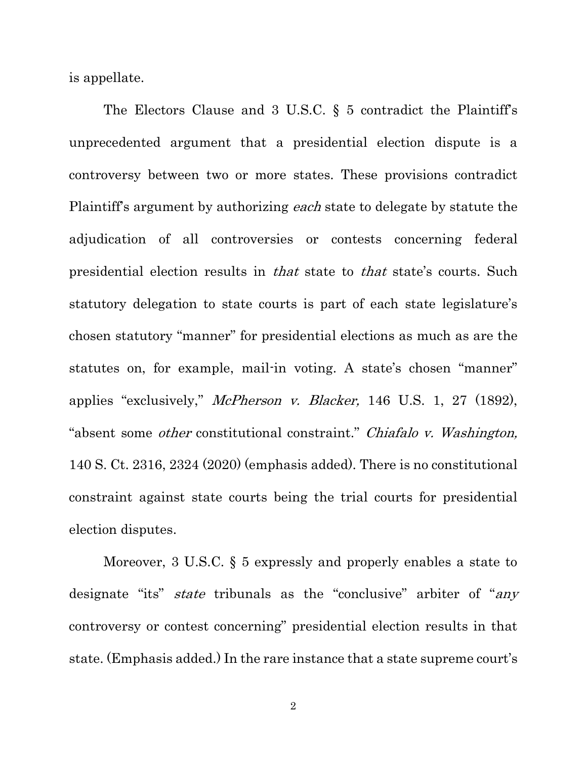is appellate.

The Electors Clause and 3 U.S.C. § 5 contradict the Plaintiff's unprecedented argument that a presidential election dispute is a controversy between two or more states. These provisions contradict Plaintiff's argument by authorizing *each* state to delegate by statute the adjudication of all controversies or contests concerning federal presidential election results in *that* state to *that* state's courts. Such statutory delegation to state courts is part of each state legislature's chosen statutory "manner" for presidential elections as much as are the statutes on, for example, mail-in voting. A state's chosen "manner" applies "exclusively," *McPherson v. Blacker,* 146 U.S. 1, 27 (1892), "absent some *other* constitutional constraint." *Chiafalo v. Washington,* 140 S. Ct. 2316, 2324 (2020) (emphasis added). There is no constitutional constraint against state courts being the trial courts for presidential election disputes.

Moreover, 3 U.S.C. § 5 expressly and properly enables a state to designate "its" *state* tribunals as the "conclusive" arbiter of "*any* controversy or contest concerning" presidential election results in that state. (Emphasis added.) In the rare instance that a state supreme court's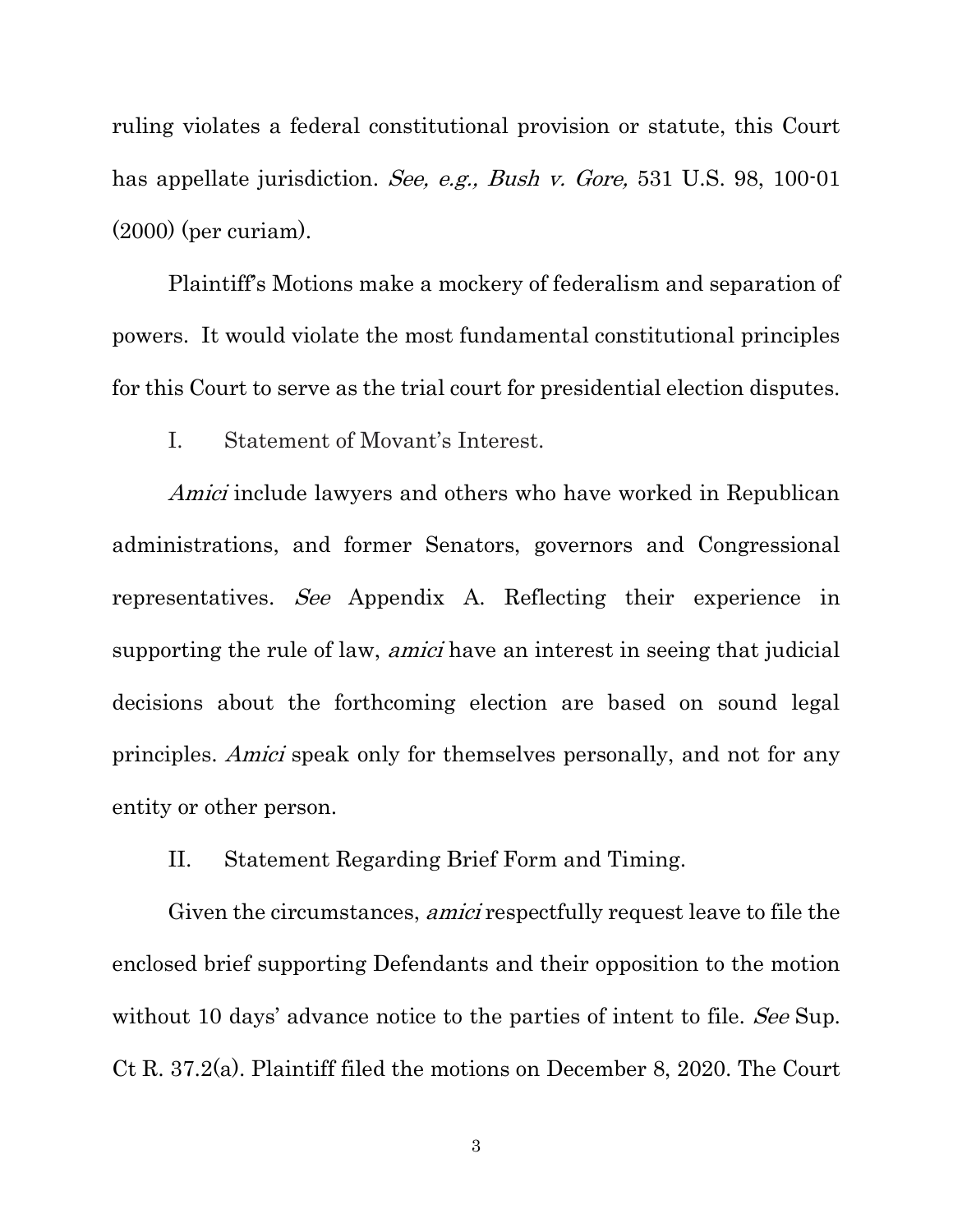ruling violates a federal constitutional provision or statute, this Court has appellate jurisdiction. *See, e.g., Bush v. Gore,* 531 U.S. 98, 100-01 (2000) (per curiam).

Plaintiff's Motions make a mockery of federalism and separation of powers. It would violate the most fundamental constitutional principles for this Court to serve as the trial court for presidential election disputes.

I. Statement of Movant's Interest.

*Amici* include lawyers and others who have worked in Republican administrations, and former Senators, governors and Congressional representatives. *See* Appendix A. Reflecting their experience in supporting the rule of law, *amici* have an interest in seeing that judicial decisions about the forthcoming election are based on sound legal principles. *Amici* speak only for themselves personally, and not for any entity or other person.

II. Statement Regarding Brief Form and Timing.

Given the circumstances, *amici* respectfully request leave to file the enclosed brief supporting Defendants and their opposition to the motion without 10 days' advance notice to the parties of intent to file. *See* Sup. Ct R. 37.2(a). Plaintiff filed the motions on December 8, 2020. The Court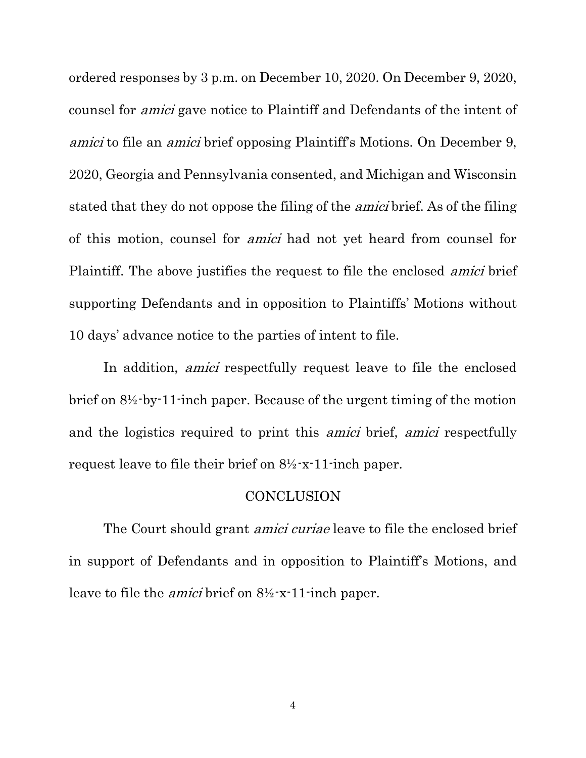ordered responses by 3 p.m. on December 10, 2020. On December 9, 2020, counsel for *amici* gave notice to Plaintiff and Defendants of the intent of *amici* to file an *amici* brief opposing Plaintiff's Motions. On December 9, 2020, Georgia and Pennsylvania consented, and Michigan and Wisconsin stated that they do not oppose the filing of the *amici* brief. As of the filing of this motion, counsel for *amici* had not yet heard from counsel for Plaintiff. The above justifies the request to file the enclosed *amici* brief supporting Defendants and in opposition to Plaintiffs' Motions without 10 days' advance notice to the parties of intent to file.

In addition, *amici* respectfully request leave to file the enclosed brief on 8½-by-11-inch paper. Because of the urgent timing of the motion and the logistics required to print this *amici* brief, *amici* respectfully request leave to file their brief on 8½-x-11-inch paper.

## CONCLUSION

The Court should grant *amici curiae* leave to file the enclosed brief in support of Defendants and in opposition to Plaintiff's Motions, and leave to file the *amici* brief on 8½-x-11-inch paper.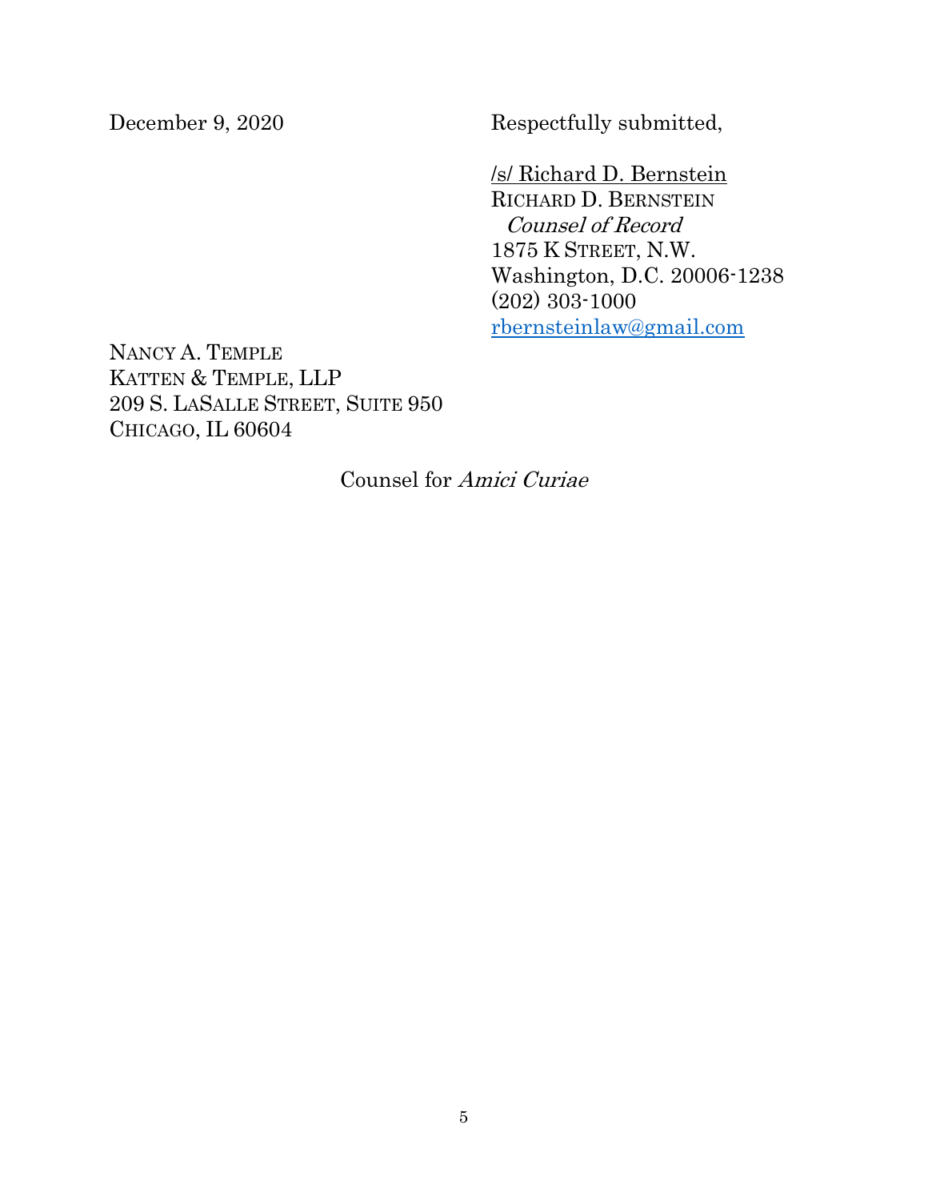December 9, 2020

Respectfully submitted,

/s/ Richard D. Bernstein
RICHARD D. BERNSTEIN
*Counsel of Record*
1875 K STREET, N.W.
Washington, D.C. 20006-1238
(202) 303-1000
rbernsteinlaw@gmail.com

NANCY A. TEMPLE
KATTEN & TEMPLE, LLP
209 S. LASALLE STREET, SUITE 950
CHICAGO, IL 60604

Counsel for *Amici Curiae*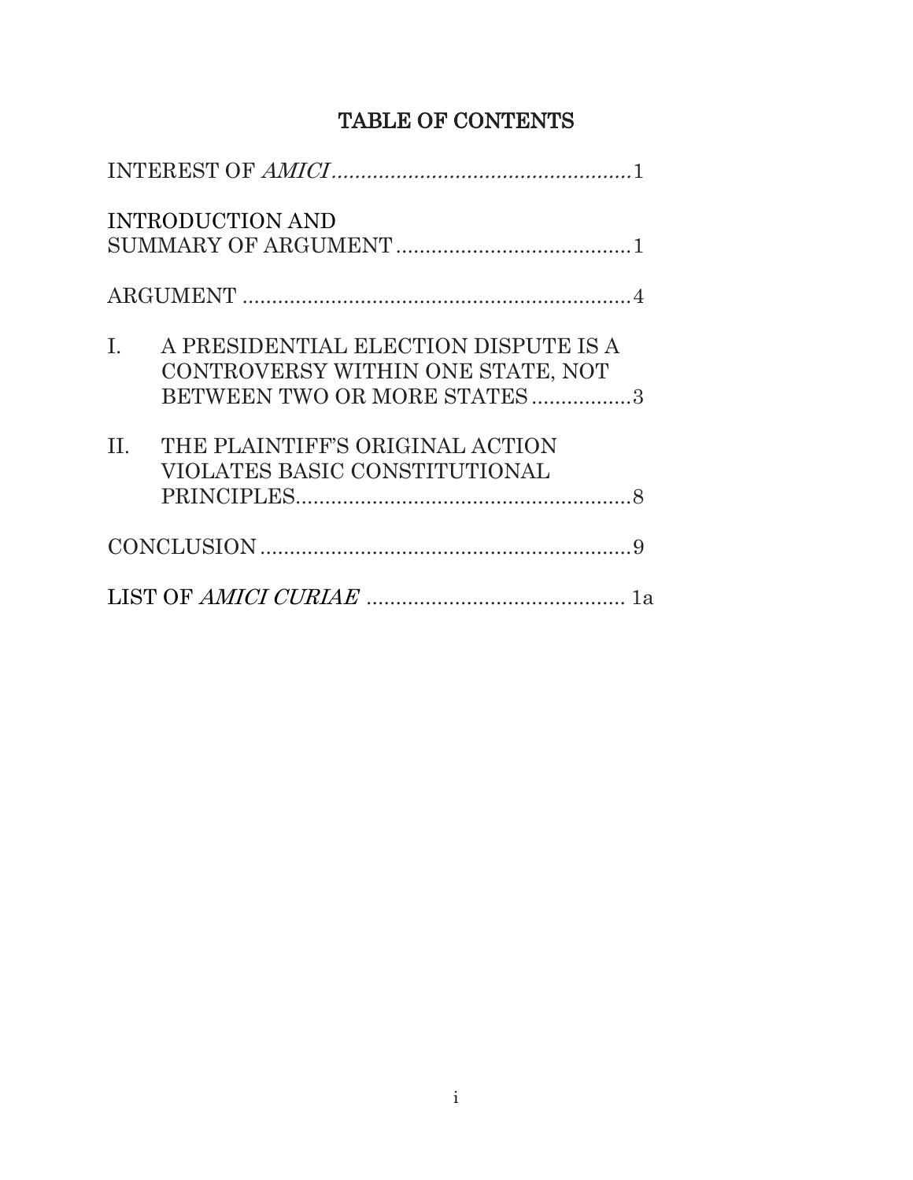# TABLE OF CONTENTS

| | |
|---|---|
| INTEREST OF *AMICI* | 1 |
| INTRODUCTION AND SUMMARY OF ARGUMENT | 1 |
| ARGUMENT | 4 |
| I. A PRESIDENTIAL ELECTION DISPUTE IS A CONTROVERSY WITHIN ONE STATE, NOT BETWEEN TWO OR MORE STATES | 3 |
| II. THE PLAINTIFF'S ORIGINAL ACTION VIOLATES BASIC CONSTITUTIONAL PRINCIPLES | 8 |
| CONCLUSION | 9 |
| LIST OF *AMICI CURIAE* | 1a |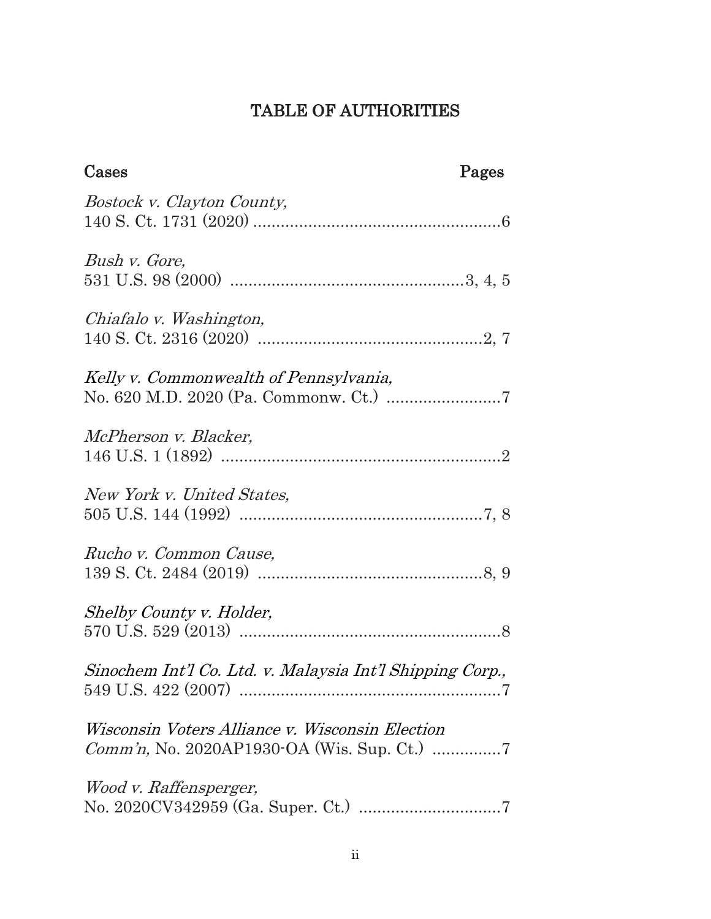# TABLE OF AUTHORITIES

**Cases** **Pages**

*Bostock v. Clayton County,*
140 S. Ct. 1731 (2020) ......................................................6

*Bush v. Gore,*
531 U.S. 98 (2000) ...................................................3, 4, 5

*Chiafalo v. Washington,*
140 S. Ct. 2316 (2020) .................................................2, 7

*Kelly v. Commonwealth of Pennsylvania,*
No. 620 M.D. 2020 (Pa. Commonw. Ct.) .........................7

*McPherson v. Blacker,*
146 U.S. 1 (1892) .............................................................2

*New York v. United States,*
505 U.S. 144 (1992) ......................................................7, 8

*Rucho v. Common Cause,*
139 S. Ct. 2484 (2019) .................................................8, 9

*Shelby County v. Holder,*
570 U.S. 529 (2013) .........................................................8

*Sinochem Int'l Co. Ltd. v. Malaysia Int'l Shipping Corp.,*
549 U.S. 422 (2007) .........................................................7

*Wisconsin Voters Alliance v. Wisconsin Election Comm'n,* No. 2020AP1930-OA (Wis. Sup. Ct.) ...............7

*Wood v. Raffensperger,*
No. 2020CV342959 (Ga. Super. Ct.) ...............................7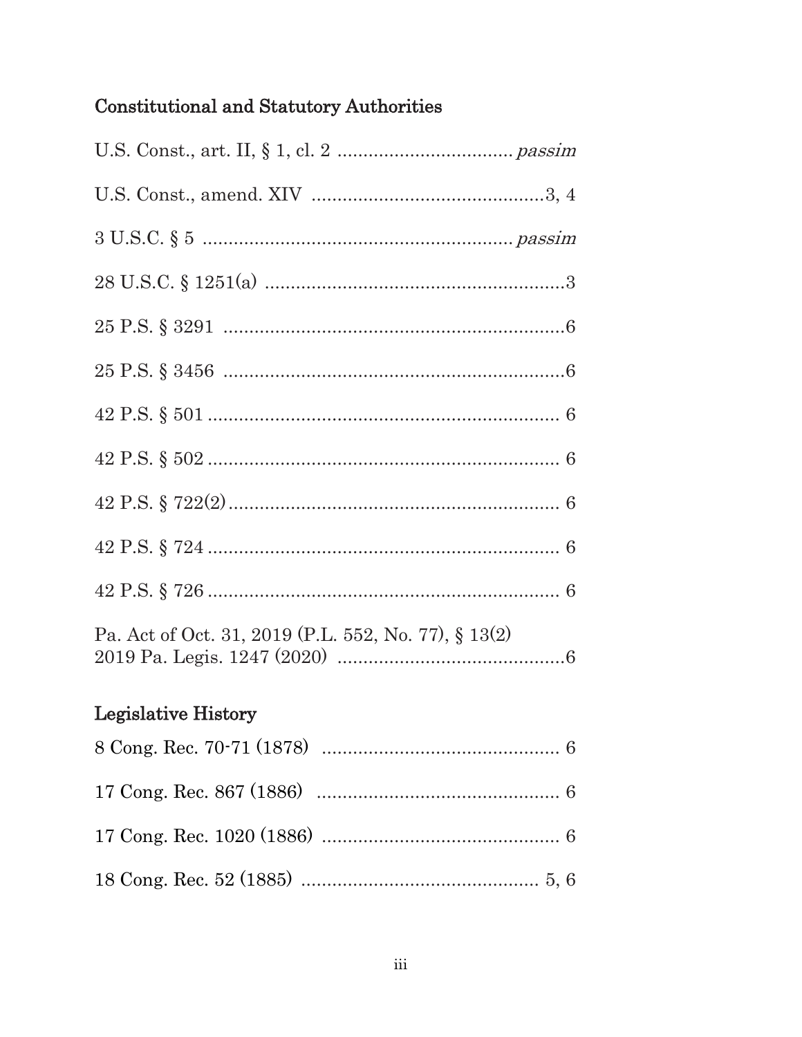## Constitutional and Statutory Authorities

U.S. Const., art. II, § 1, cl. 2 ................................. *passim*

U.S. Const., amend. XIV ............................................3, 4

3 U.S.C. § 5 .......................................................... *passim*

28 U.S.C. § 1251(a) .........................................................3

25 P.S. § 3291 .................................................................6

25 P.S. § 3456 .................................................................6

42 P.S. § 501 .................................................................... 6

42 P.S. § 502 .................................................................... 6

42 P.S. § 722(2)................................................................ 6

42 P.S. § 724 .................................................................... 6

42 P.S. § 726 .................................................................... 6

Pa. Act of Oct. 31, 2019 (P.L. 552, No. 77), § 13(2)
2019 Pa. Legis. 1247 (2020) ............................................6

## Legislative History

8 Cong. Rec. 70-71 (1878) .............................................. 6

17 Cong. Rec. 867 (1886) ............................................... 6

17 Cong. Rec. 1020 (1886) .............................................. 6

18 Cong. Rec. 52 (1885) .............................................. 5, 6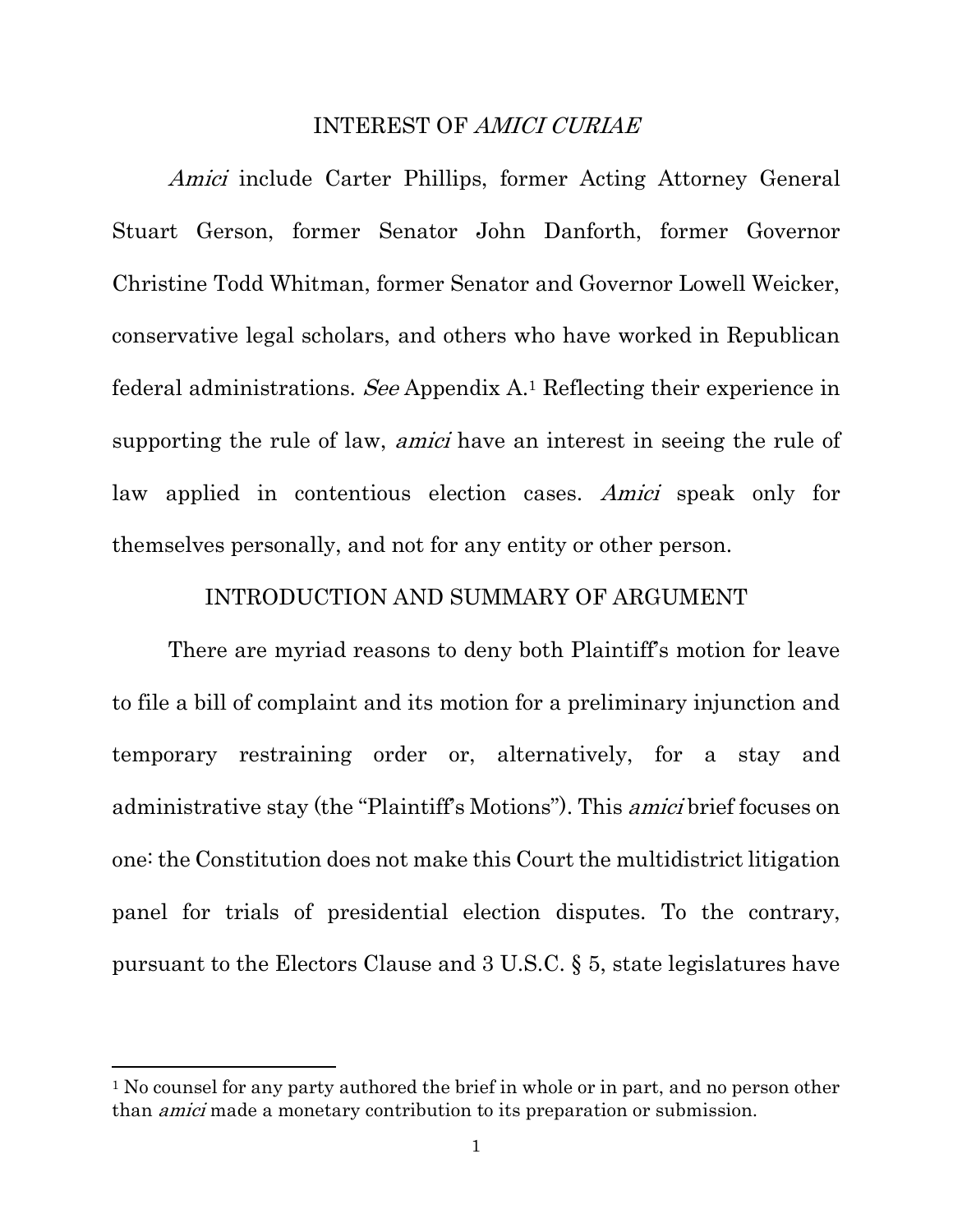## INTEREST OF *AMICI CURIAE*

*Amici* include Carter Phillips, former Acting Attorney General Stuart Gerson, former Senator John Danforth, former Governor Christine Todd Whitman, former Senator and Governor Lowell Weicker, conservative legal scholars, and others who have worked in Republican federal administrations. *See* Appendix A.[1] Reflecting their experience in supporting the rule of law, *amici* have an interest in seeing the rule of law applied in contentious election cases. *Amici* speak only for themselves personally, and not for any entity or other person.

## INTRODUCTION AND SUMMARY OF ARGUMENT

There are myriad reasons to deny both Plaintiff's motion for leave to file a bill of complaint and its motion for a preliminary injunction and temporary restraining order or, alternatively, for a stay and administrative stay (the "Plaintiff's Motions"). This *amici* brief focuses on one: the Constitution does not make this Court the multidistrict litigation panel for trials of presidential election disputes. To the contrary, pursuant to the Electors Clause and 3 U.S.C. § 5, state legislatures have

---

[1] No counsel for any party authored the brief in whole or in part, and no person other than *amici* made a monetary contribution to its preparation or submission.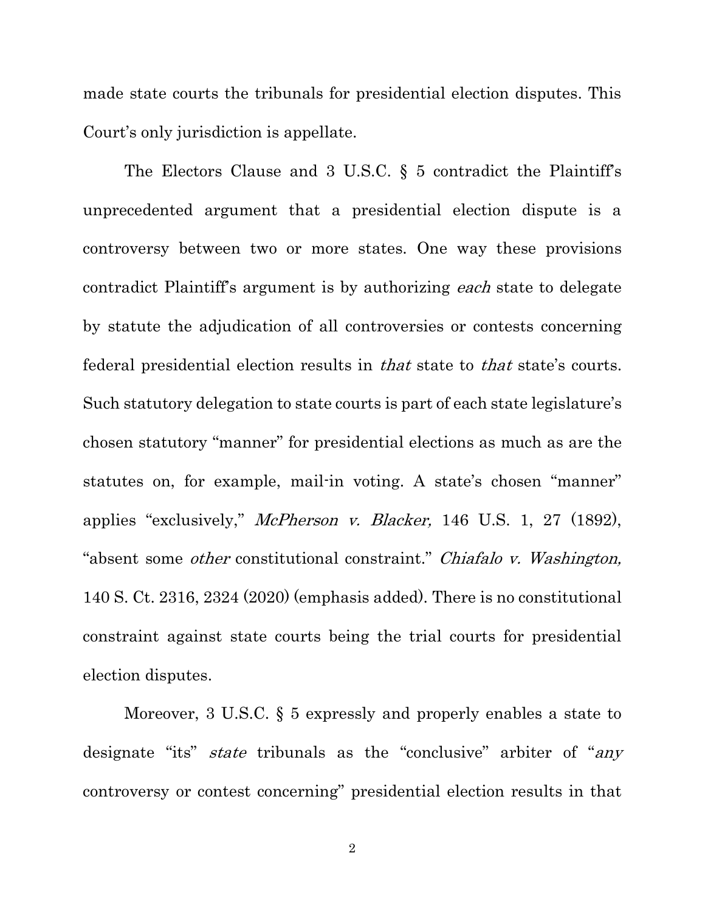made state courts the tribunals for presidential election disputes. This Court's only jurisdiction is appellate.

The Electors Clause and 3 U.S.C. § 5 contradict the Plaintiff's unprecedented argument that a presidential election dispute is a controversy between two or more states. One way these provisions contradict Plaintiff's argument is by authorizing *each* state to delegate by statute the adjudication of all controversies or contests concerning federal presidential election results in *that* state to *that* state's courts. Such statutory delegation to state courts is part of each state legislature's chosen statutory "manner" for presidential elections as much as are the statutes on, for example, mail-in voting. A state's chosen "manner" applies "exclusively," *McPherson v. Blacker,* 146 U.S. 1, 27 (1892), "absent some *other* constitutional constraint." *Chiafalo v. Washington,* 140 S. Ct. 2316, 2324 (2020) (emphasis added). There is no constitutional constraint against state courts being the trial courts for presidential election disputes.

Moreover, 3 U.S.C. § 5 expressly and properly enables a state to designate "its" *state* tribunals as the "conclusive" arbiter of "*any* controversy or contest concerning" presidential election results in that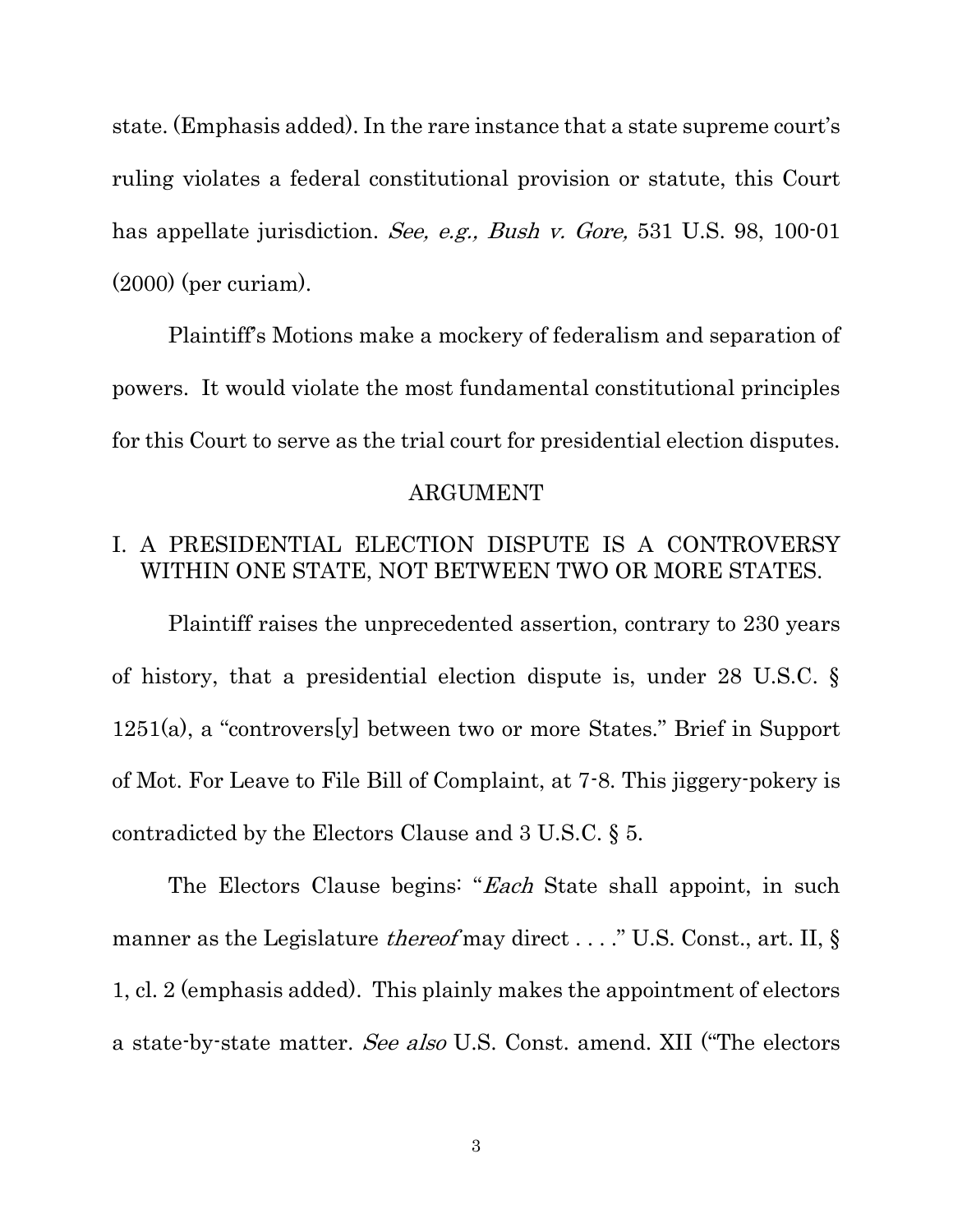state. (Emphasis added). In the rare instance that a state supreme court's ruling violates a federal constitutional provision or statute, this Court has appellate jurisdiction. *See, e.g., Bush v. Gore,* 531 U.S. 98, 100-01 (2000) (per curiam).

Plaintiff's Motions make a mockery of federalism and separation of powers. It would violate the most fundamental constitutional principles for this Court to serve as the trial court for presidential election disputes.

## ARGUMENT

### I. A PRESIDENTIAL ELECTION DISPUTE IS A CONTROVERSY WITHIN ONE STATE, NOT BETWEEN TWO OR MORE STATES.

Plaintiff raises the unprecedented assertion, contrary to 230 years of history, that a presidential election dispute is, under 28 U.S.C. § 1251(a), a "controvers[y] between two or more States." Brief in Support of Mot. For Leave to File Bill of Complaint, at 7-8. This jiggery-pokery is contradicted by the Electors Clause and 3 U.S.C. § 5.

The Electors Clause begins: "*Each* State shall appoint, in such manner as the Legislature *thereof* may direct . . . ." U.S. Const., art. II, § 1, cl. 2 (emphasis added). This plainly makes the appointment of electors a state-by-state matter. *See also* U.S. Const. amend. XII ("The electors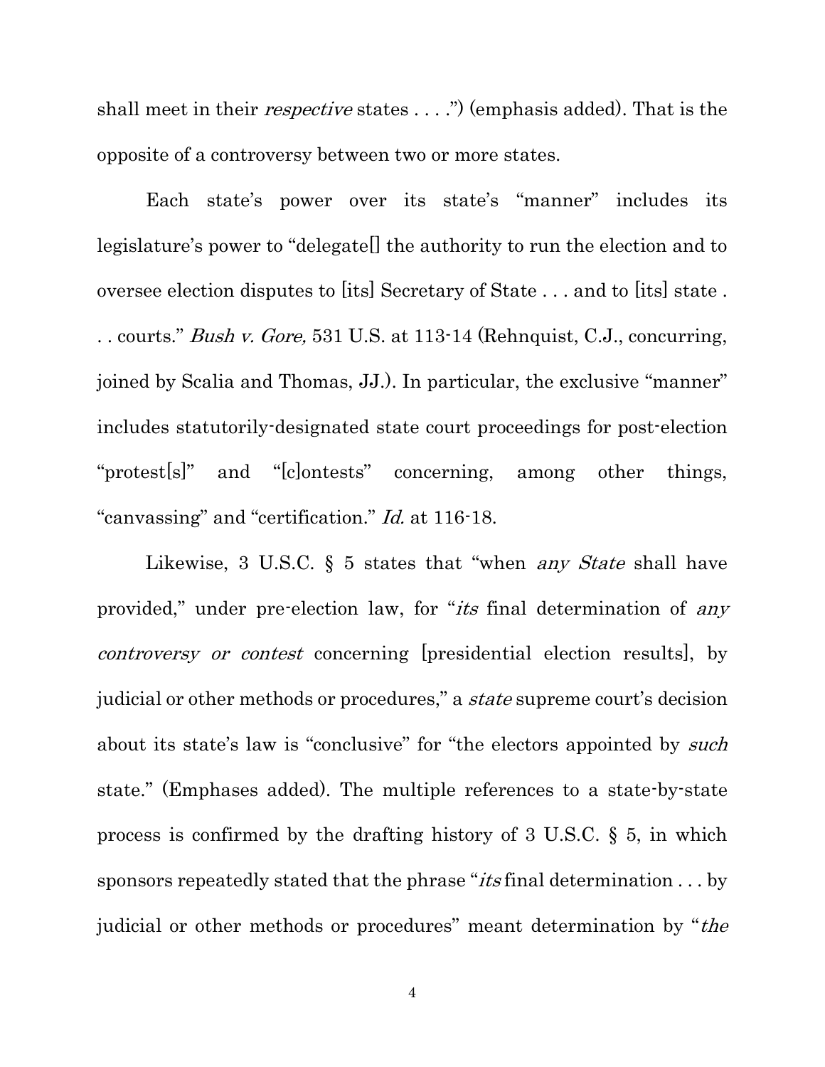shall meet in their *respective* states . . . .") (emphasis added). That is the opposite of a controversy between two or more states.

Each state's power over its state's "manner" includes its legislature's power to "delegate[] the authority to run the election and to oversee election disputes to [its] Secretary of State . . . and to [its] state . . . courts." *Bush v. Gore,* 531 U.S. at 113-14 (Rehnquist, C.J., concurring, joined by Scalia and Thomas, JJ.). In particular, the exclusive "manner" includes statutorily-designated state court proceedings for post-election "protest[s]" and "[c]ontests" concerning, among other things, "canvassing" and "certification." *Id.* at 116-18.

Likewise, 3 U.S.C. § 5 states that "when *any State* shall have provided," under pre-election law, for "*its* final determination of *any controversy or contest* concerning [presidential election results], by judicial or other methods or procedures," a *state* supreme court's decision about its state's law is "conclusive" for "the electors appointed by *such* state." (Emphases added). The multiple references to a state-by-state process is confirmed by the drafting history of 3 U.S.C. § 5, in which sponsors repeatedly stated that the phrase "*its* final determination . . . by judicial or other methods or procedures" meant determination by "*the*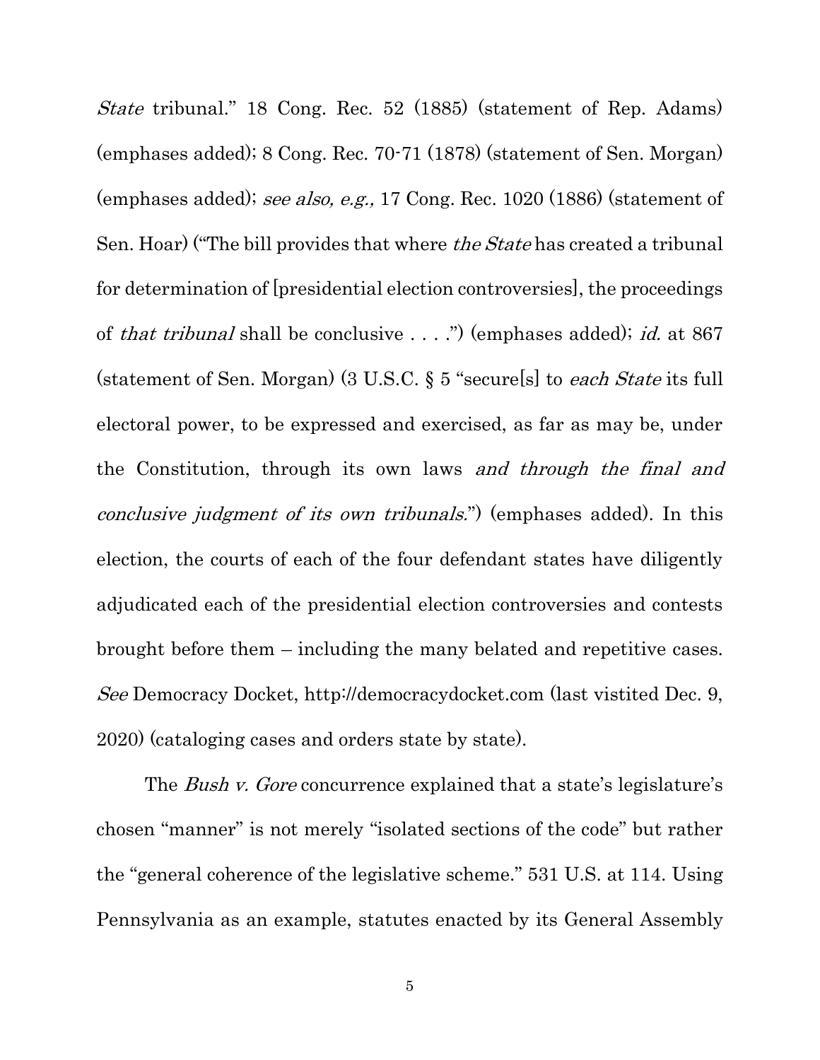*State* tribunal." 18 Cong. Rec. 52 (1885) (statement of Rep. Adams) (emphases added); 8 Cong. Rec. 70-71 (1878) (statement of Sen. Morgan) (emphases added); *see also, e.g.,* 17 Cong. Rec. 1020 (1886) (statement of Sen. Hoar) ("The bill provides that where *the State* has created a tribunal for determination of [presidential election controversies], the proceedings of *that tribunal* shall be conclusive . . . .") (emphases added); *id.* at 867 (statement of Sen. Morgan) (3 U.S.C. § 5 "secure[s] to *each State* its full electoral power, to be expressed and exercised, as far as may be, under the Constitution, through its own laws *and through the final and conclusive judgment of its own tribunals.*") (emphases added). In this election, the courts of each of the four defendant states have diligently adjudicated each of the presidential election controversies and contests brought before them – including the many belated and repetitive cases. *See* Democracy Docket, http://democracydocket.com (last vistited Dec. 9, 2020) (cataloging cases and orders state by state).

The *Bush v. Gore* concurrence explained that a state's legislature's chosen "manner" is not merely "isolated sections of the code" but rather the "general coherence of the legislative scheme." 531 U.S. at 114. Using Pennsylvania as an example, statutes enacted by its General Assembly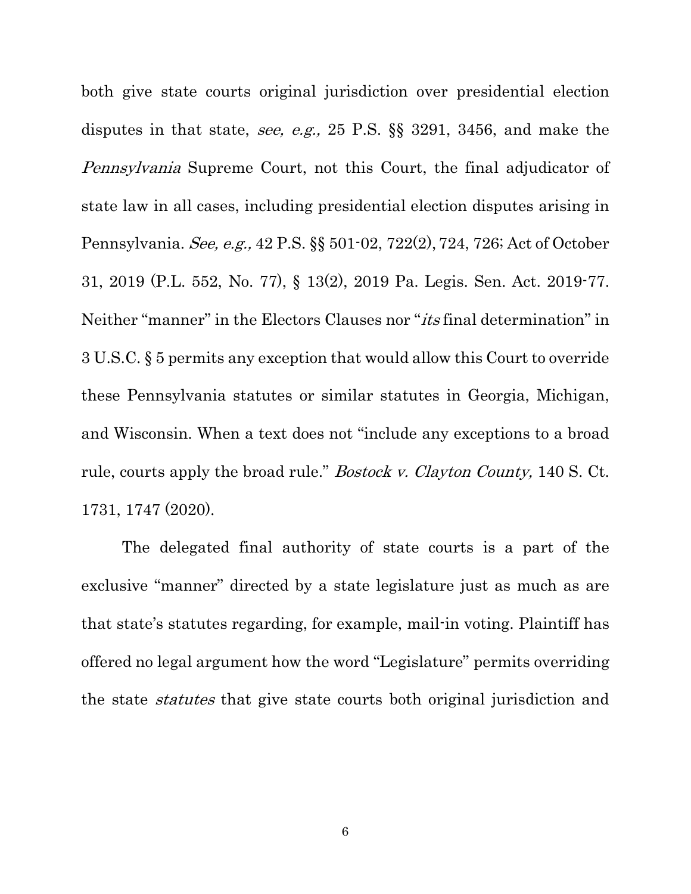both give state courts original jurisdiction over presidential election disputes in that state, *see, e.g.,* 25 P.S. §§ 3291, 3456, and make the *Pennsylvania* Supreme Court, not this Court, the final adjudicator of state law in all cases, including presidential election disputes arising in Pennsylvania. *See, e.g.,* 42 P.S. §§ 501-02, 722(2), 724, 726; Act of October 31, 2019 (P.L. 552, No. 77), § 13(2), 2019 Pa. Legis. Sen. Act. 2019-77. Neither "manner" in the Electors Clauses nor "*its* final determination" in 3 U.S.C. § 5 permits any exception that would allow this Court to override these Pennsylvania statutes or similar statutes in Georgia, Michigan, and Wisconsin. When a text does not "include any exceptions to a broad rule, courts apply the broad rule." *Bostock v. Clayton County,* 140 S. Ct. 1731, 1747 (2020).

The delegated final authority of state courts is a part of the exclusive "manner" directed by a state legislature just as much as are that state's statutes regarding, for example, mail-in voting. Plaintiff has offered no legal argument how the word "Legislature" permits overriding the state *statutes* that give state courts both original jurisdiction and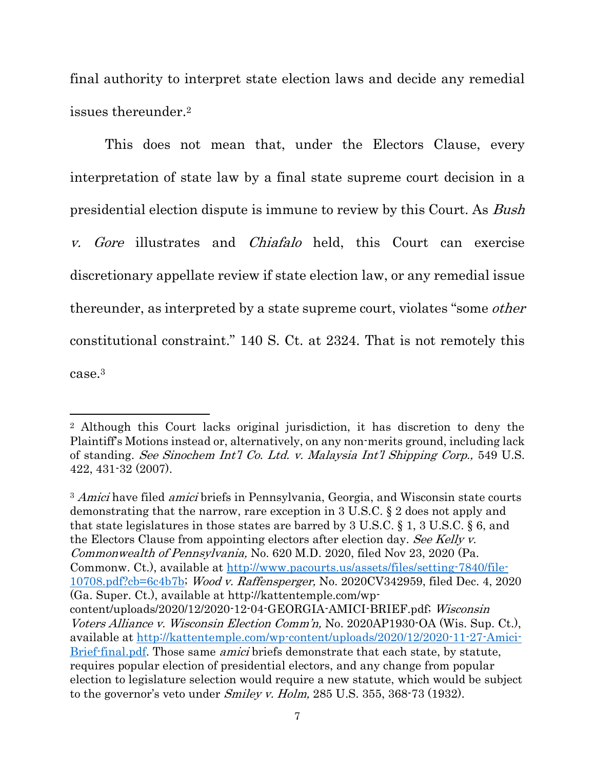final authority to interpret state election laws and decide any remedial issues thereunder.[2]

This does not mean that, under the Electors Clause, every interpretation of state law by a final state supreme court decision in a presidential election dispute is immune to review by this Court. As *Bush v. Gore* illustrates and *Chiafalo* held, this Court can exercise discretionary appellate review if state election law, or any remedial issue thereunder, as interpreted by a state supreme court, violates "some *other* constitutional constraint." 140 S. Ct. at 2324. That is not remotely this case.[3]

---

[2] Although this Court lacks original jurisdiction, it has discretion to deny the Plaintiff's Motions instead or, alternatively, on any non-merits ground, including lack of standing. *See Sinochem Int'l Co. Ltd. v. Malaysia Int'l Shipping Corp.,* 549 U.S. 422, 431-32 (2007).

[3] *Amici* have filed *amici* briefs in Pennsylvania, Georgia, and Wisconsin state courts demonstrating that the narrow, rare exception in 3 U.S.C. § 2 does not apply and that state legislatures in those states are barred by 3 U.S.C. § 1, 3 U.S.C. § 6, and the Electors Clause from appointing electors after election day. *See Kelly v. Commonwealth of Pennsylvania,* No. 620 M.D. 2020, filed Nov 23, 2020 (Pa. Commonw. Ct.), available at [http://www.pacourts.us/assets/files/setting-7840/file-10708.pdf?cb=6c4b7b](http://www.pacourts.us/assets/files/setting-7840/file-10708.pdf?cb=6c4b7b); *Wood v. Raffensperger,* No. 2020CV342959, filed Dec. 4, 2020 (Ga. Super. Ct.), available at http://kattentemple.com/wp-content/uploads/2020/12/2020-12-04-GEORGIA-AMICI-BRIEF.pdf; *Wisconsin Voters Alliance v. Wisconsin Election Comm'n,* No. 2020AP1930-OA (Wis. Sup. Ct.), available at [http://kattentemple.com/wp-content/uploads/2020/12/2020-11-27-Amici-Brief-final.pdf](http://kattentemple.com/wp-content/uploads/2020/12/2020-11-27-Amici-Brief-final.pdf). Those same *amici* briefs demonstrate that each state, by statute, requires popular election of presidential electors, and any change from popular election to legislature selection would require a new statute, which would be subject to the governor's veto under *Smiley v. Holm,* 285 U.S. 355, 368-73 (1932).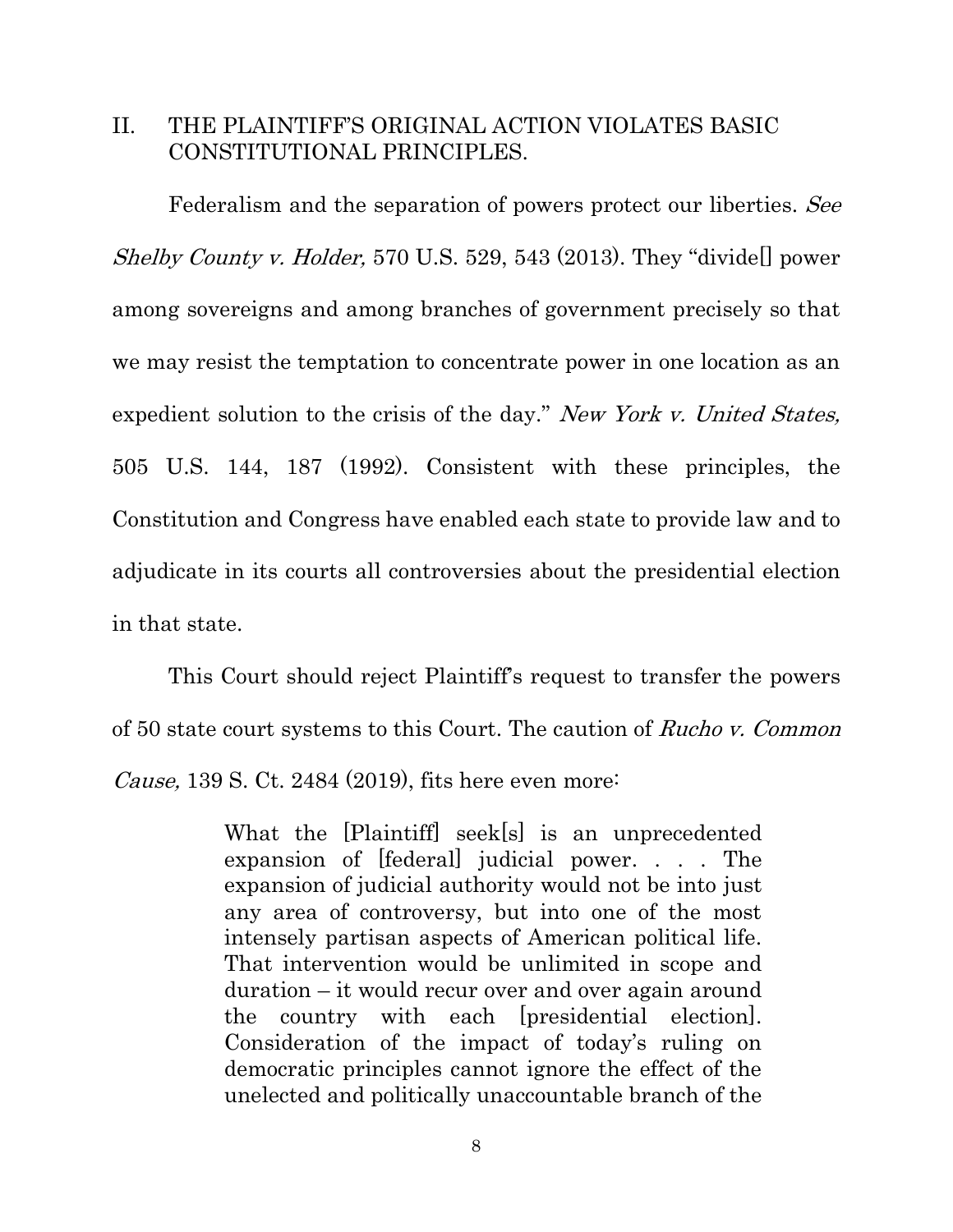## II. THE PLAINTIFF'S ORIGINAL ACTION VIOLATES BASIC CONSTITUTIONAL PRINCIPLES.

Federalism and the separation of powers protect our liberties. *See Shelby County v. Holder,* 570 U.S. 529, 543 (2013). They "divide[] power among sovereigns and among branches of government precisely so that we may resist the temptation to concentrate power in one location as an expedient solution to the crisis of the day." *New York v. United States,* 505 U.S. 144, 187 (1992). Consistent with these principles, the Constitution and Congress have enabled each state to provide law and to adjudicate in its courts all controversies about the presidential election in that state.

This Court should reject Plaintiff's request to transfer the powers of 50 state court systems to this Court. The caution of *Rucho v. Common Cause,* 139 S. Ct. 2484 (2019), fits here even more:

> What the [Plaintiff] seek[s] is an unprecedented expansion of [federal] judicial power. . . . The expansion of judicial authority would not be into just any area of controversy, but into one of the most intensely partisan aspects of American political life. That intervention would be unlimited in scope and duration – it would recur over and over again around the country with each [presidential election]. Consideration of the impact of today's ruling on democratic principles cannot ignore the effect of the unelected and politically unaccountable branch of the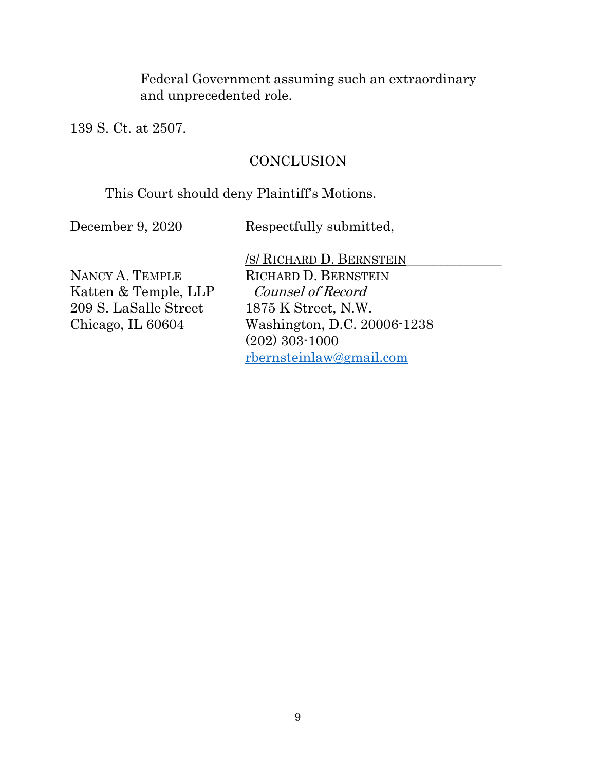> Federal Government assuming such an extraordinary and unprecedented role.

139 S. Ct. at 2507.

## CONCLUSION

This Court should deny Plaintiff's Motions.

December 9, 2020

Respectfully submitted,

/S/ RICHARD D. BERNSTEIN
RICHARD D. BERNSTEIN
*Counsel of Record*
1875 K Street, N.W.
Washington, D.C. 20006-1238
(202) 303-1000
rbernsteinlaw@gmail.com

NANCY A. TEMPLE
Katten & Temple, LLP
209 S. LaSalle Street
Chicago, IL 60604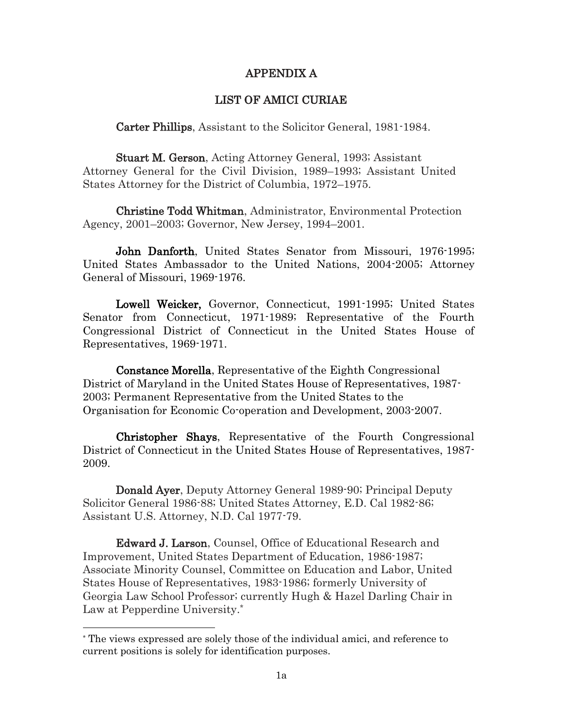# APPENDIX A

## LIST OF AMICI CURIAE

**Carter Phillips**, Assistant to the Solicitor General, 1981-1984.

**Stuart M. Gerson**, Acting Attorney General, 1993; Assistant Attorney General for the Civil Division, 1989–1993; Assistant United States Attorney for the District of Columbia, 1972–1975.

**Christine Todd Whitman**, Administrator, Environmental Protection Agency, 2001–2003; Governor, New Jersey, 1994–2001.

**John Danforth**, United States Senator from Missouri, 1976-1995; United States Ambassador to the United Nations, 2004-2005; Attorney General of Missouri, 1969-1976.

**Lowell Weicker,** Governor, Connecticut, 1991-1995; United States Senator from Connecticut, 1971-1989; Representative of the Fourth Congressional District of Connecticut in the United States House of Representatives, 1969-1971.

**Constance Morella**, Representative of the Eighth Congressional District of Maryland in the United States House of Representatives, 1987-2003; Permanent Representative from the United States to the Organisation for Economic Co-operation and Development, 2003-2007.

**Christopher Shays**, Representative of the Fourth Congressional District of Connecticut in the United States House of Representatives, 1987-2009.

**Donald Ayer**, Deputy Attorney General 1989-90; Principal Deputy Solicitor General 1986-88; United States Attorney, E.D. Cal 1982-86; Assistant U.S. Attorney, N.D. Cal 1977-79.

**Edward J. Larson**, Counsel, Office of Educational Research and Improvement, United States Department of Education, 1986-1987; Associate Minority Counsel, Committee on Education and Labor, United States House of Representatives, 1983-1986; formerly University of Georgia Law School Professor; currently Hugh & Hazel Darling Chair in Law at Pepperdine University.*

---

* The views expressed are solely those of the individual amici, and reference to current positions is solely for identification purposes.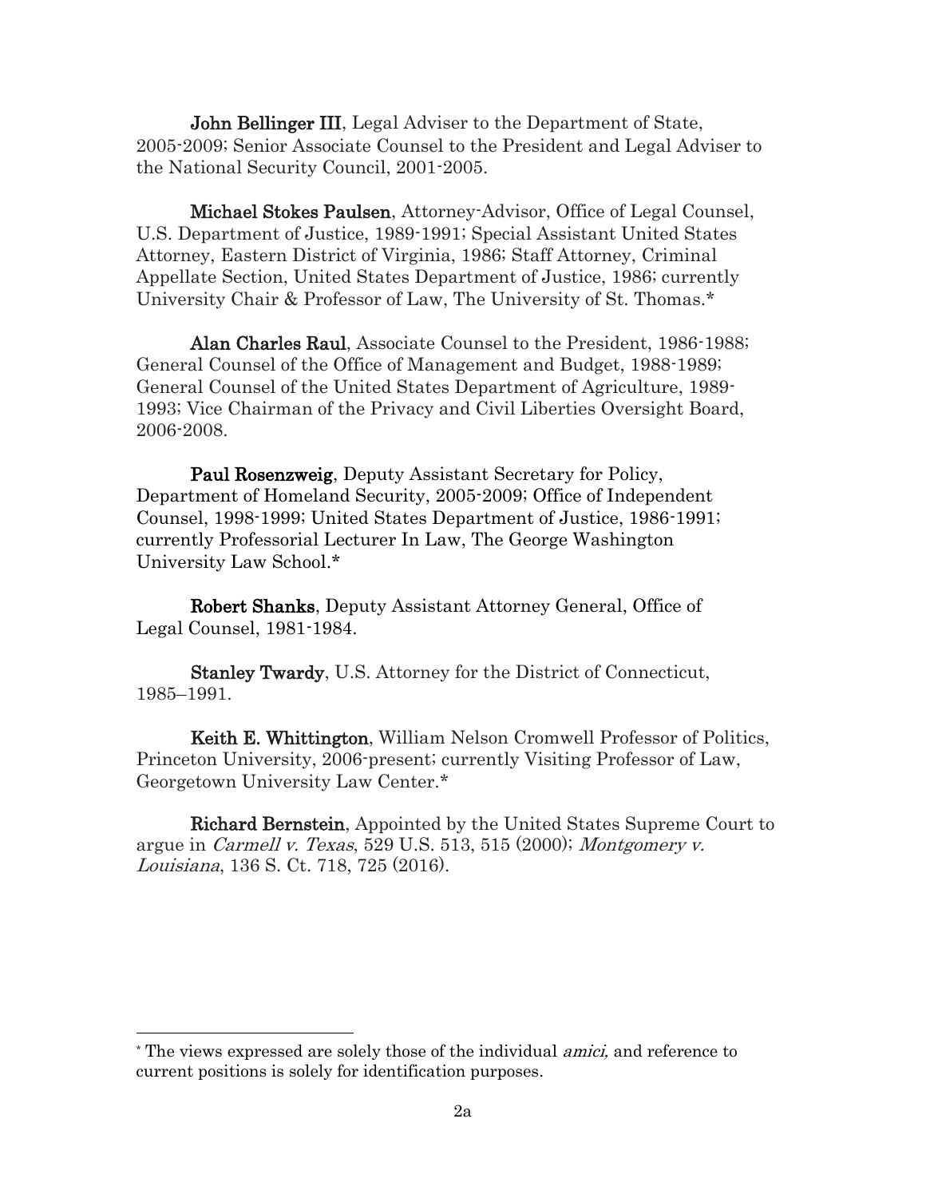**John Bellinger III**, Legal Adviser to the Department of State, 2005-2009; Senior Associate Counsel to the President and Legal Adviser to the National Security Council, 2001-2005.

**Michael Stokes Paulsen**, Attorney-Advisor, Office of Legal Counsel, U.S. Department of Justice, 1989-1991; Special Assistant United States Attorney, Eastern District of Virginia, 1986; Staff Attorney, Criminal Appellate Section, United States Department of Justice, 1986; currently University Chair & Professor of Law, The University of St. Thomas.*

**Alan Charles Raul**, Associate Counsel to the President, 1986-1988; General Counsel of the Office of Management and Budget, 1988-1989; General Counsel of the United States Department of Agriculture, 1989-1993; Vice Chairman of the Privacy and Civil Liberties Oversight Board, 2006-2008.

**Paul Rosenzweig**, Deputy Assistant Secretary for Policy, Department of Homeland Security, 2005-2009; Office of Independent Counsel, 1998-1999; United States Department of Justice, 1986-1991; currently Professorial Lecturer In Law, The George Washington University Law School.*

**Robert Shanks**, Deputy Assistant Attorney General, Office of Legal Counsel, 1981-1984.

**Stanley Twardy**, U.S. Attorney for the District of Connecticut, 1985–1991.

**Keith E. Whittington**, William Nelson Cromwell Professor of Politics, Princeton University, 2006-present; currently Visiting Professor of Law, Georgetown University Law Center.*

**Richard Bernstein**, Appointed by the United States Supreme Court to argue in *Carmell v. Texas*, 529 U.S. 513, 515 (2000); *Montgomery v. Louisiana*, 136 S. Ct. 718, 725 (2016).

---

* The views expressed are solely those of the individual *amici,* and reference to current positions is solely for identification purposes.